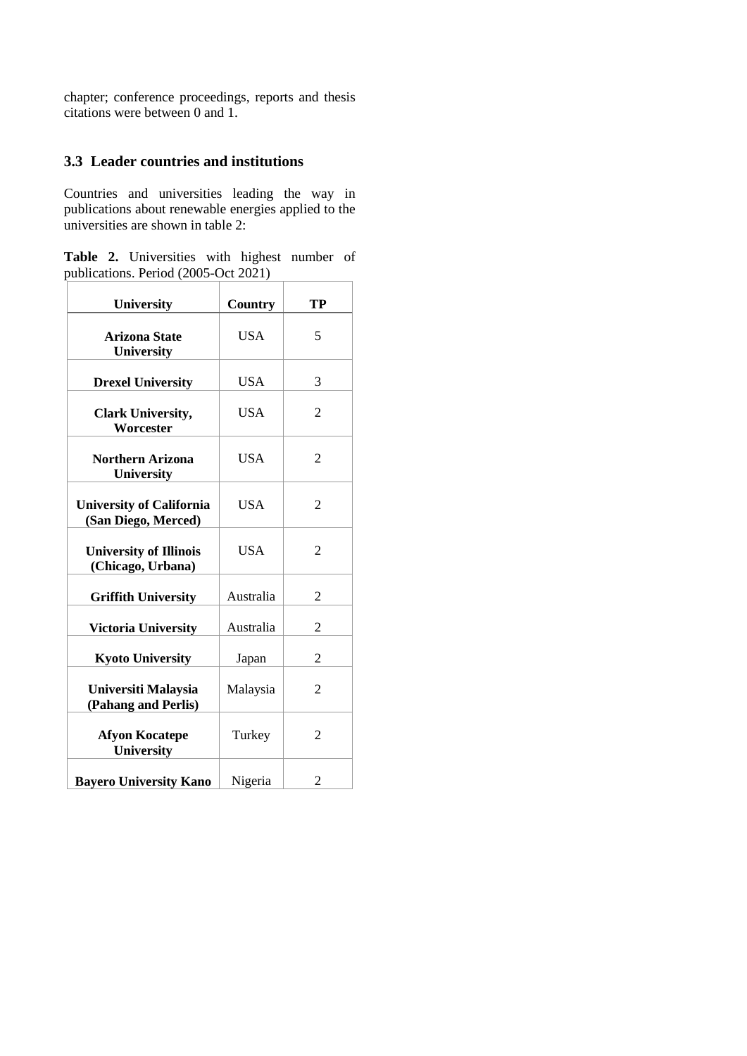chapter; conference proceedings, reports and thesis citations were between 0 and 1.

### 3.3 Leader countries and institutions

Countries and universities leading the way in publications about renewable energies applied to the universities are shown in table 2:

**Table 2.** Universities with highest number of publications. Period (2005-Oct 2021)

| University | Country | TP |
|---|---|---|
| **Arizona State University** | USA | 5 |
| **Drexel University** | USA | 3 |
| **Clark University, Worcester** | USA | 2 |
| **Northern Arizona University** | USA | 2 |
| **University of California (San Diego, Merced)** | USA | 2 |
| **University of Illinois (Chicago, Urbana)** | USA | 2 |
| **Griffith University** | Australia | 2 |
| **Victoria University** | Australia | 2 |
| **Kyoto University** | Japan | 2 |
| **Universiti Malaysia (Pahang and Perlis)** | Malaysia | 2 |
| **Afyon Kocatepe University** | Turkey | 2 |
| **Bayero University Kano** | Nigeria | 2 |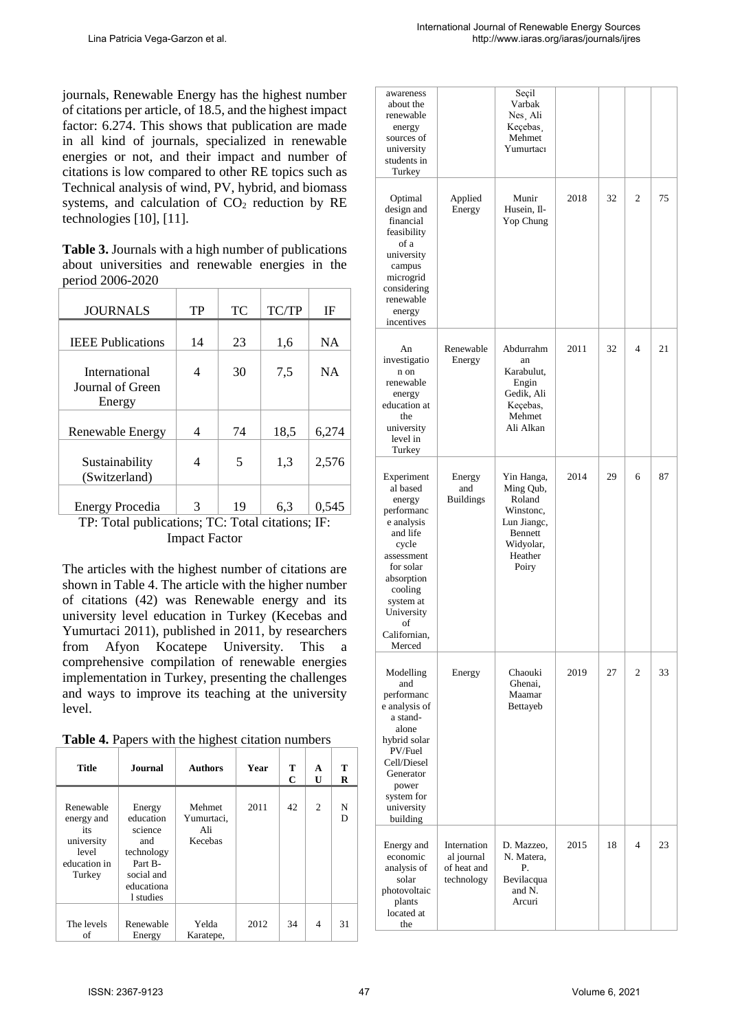journals, Renewable Energy has the highest number of citations per article, of 18.5, and the highest impact factor: 6.274. This shows that publication are made in all kind of journals, specialized in renewable energies or not, and their impact and number of citations is low compared to other RE topics such as Technical analysis of wind, PV, hybrid, and biomass systems, and calculation of $CO_2$ reduction by RE technologies [10], [11].

**Table 3.** Journals with a high number of publications about universities and renewable energies in the period 2006-2020

| JOURNALS | TP | TC | TC/TP | IF |
|---|---|---|---|---|
| IEEE Publications | 14 | 23 | 1,6 | NA |
| International Journal of Green Energy | 4 | 30 | 7,5 | NA |
| Renewable Energy | 4 | 74 | 18,5 | 6,274 |
| Sustainability (Switzerland) | 4 | 5 | 1,3 | 2,576 |
| Energy Procedia | 3 | 19 | 6,3 | 0,545 |

TP: Total publications; TC: Total citations; IF: Impact Factor

The articles with the highest number of citations are shown in Table 4. The article with the higher number of citations (42) was Renewable energy and its university level education in Turkey (Kecebas and Yumurtaci 2011), published in 2011, by researchers from Afyon Kocatepe University. This a comprehensive compilation of renewable energies implementation in Turkey, presenting the challenges and ways to improve its teaching at the university level.

**Table 4.** Papers with the highest citation numbers

| Title | Journal | Authors | Year | TC | AU | TR |
|---|---|---|---|---|---|---|
| Renewable energy and its university level education in Turkey | Energy education science and technology Part B- social and educational studies | Mehmet Yumurtaci, Ali Kecebas | 2011 | 42 | 2 | ND |
| The levels of awareness about the renewable energy sources of university students in Turkey | Renewable Energy | Yelda Karatepe, Seçil Varbak Nes¸ Ali Keçebas¸ Mehmet Yumurtacı | 2012 | 34 | 4 | 31 |
| Optimal design and financial feasibility of a university campus microgrid considering renewable energy incentives | Applied Energy | Munir Husein, Il-Yop Chung | 2018 | 32 | 2 | 75 |
| An investigation on renewable energy education at the university level in Turkey | Renewable Energy | Abdurrahman Karabulut, Engin Gedik, Ali Keçebas, Mehmet Ali Alkan | 2011 | 32 | 4 | 21 |
| Experimental based energy performance analysis and life cycle assessment for solar absorption cooling system at University of Californian, Merced | Energy and Buildings | Yin Hanga, Ming Qub, Roland Winstonc, Lun Jiangc, Bennett Widyolar, Heather Poiry | 2014 | 29 | 6 | 87 |
| Modelling and performance analysis of a stand-alone hybrid solar PV/Fuel Cell/Diesel Generator power system for university building | Energy | Chaouki Ghenai, Maamar Bettayeb | 2019 | 27 | 2 | 33 |
| Energy and economic analysis of solar photovoltaic plants located at the | International journal of heat and technology | D. Mazzeo, N. Matera, P. Bevilacqua and N. Arcuri | 2015 | 18 | 4 | 23 |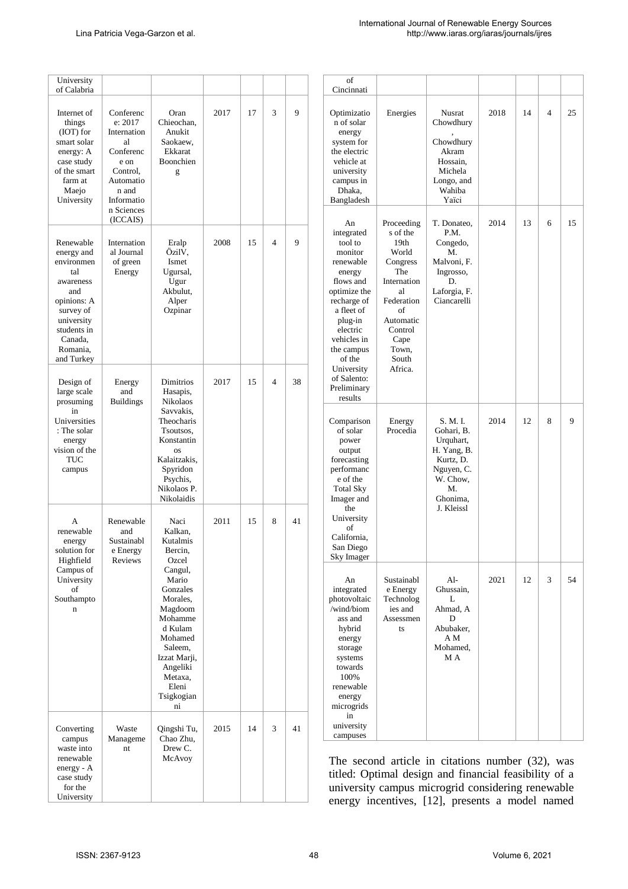| | | | | | | |
|---|---|---|---|---|---|---|
| University of Calabria | | | | | | |
| Internet of things (IOT) for smart solar energy: A case study of the smart farm at Maejo University | Conference: 2017 International Conference on Control, Automation and Information Sciences (ICCAIS) | Oran Chieochan, Anukit Saokaew, Ekkarat Boonchieng | 2017 | 17 | 3 | 9 |
| Renewable energy and environmental awareness and opinions: A survey of university students in Canada, Romania, and Turkey | International Journal of green Energy | Eralp ÖzilV, Ismet Ugursal, Ugur Akbulut, Alper Ozpinar | 2008 | 15 | 4 | 9 |
| Design of large scale prosuming in Universities: The solar energy vision of the TUC campus | Energy and Buildings | Dimitrios Hasapis, Nikolaos Savvakis, Theocharis Tsoutsos, Konstantinos Kalaitzakis, Spyridon Psychis, Nikolaos P. Nikolaidis | 2017 | 15 | 4 | 38 |
| A renewable energy solution for Highfield Campus of University of Southampton | Renewable and Sustainable Energy Reviews | Naci Kalkan, Kutalmis Bercin, Ozcel Cangul, Mario Gonzales Morales, Magdoom Mohammed Kulam Mohamed Saleem, Izzat Marji, Angeliki Metaxa, Eleni Tsigkogianni | 2011 | 15 | 8 | 41 |
| Converting campus waste into renewable energy - A case study for the University of Cincinnati | Waste Management | Qingshi Tu, Chao Zhu, Drew C. McAvoy | 2015 | 14 | 3 | 41 |
| Optimization of solar energy system for the electric vehicle at university campus in Dhaka, Bangladesh | Energies | Nusrat Chowdhury, Chowdhury Akram Hossain, Michela Longo, and Wahiba Yaïci | 2018 | 14 | 4 | 25 |
| An integrated tool to monitor renewable energy flows and optimize the recharge of a fleet of plug-in electric vehicles in the campus of the University of Salento: Preliminary results | Proceedings of the 19th World Congress The International Federation of Automatic Control Cape Town, South Africa. | T. Donateo, P.M. Congedo, M. Malvoni, F. Ingrosso, D. Laforgia, F. Ciancarelli | 2014 | 13 | 6 | 15 |
| Comparison of solar power output forecasting performance of the Total Sky Imager and the University of California, San Diego Sky Imager | Energy Procedia | S. M. I. Gohari, B. Urquhart, H. Yang, B. Kurtz, D. Nguyen, C. W. Chow, M. Ghonima, J. Kleissl | 2014 | 12 | 8 | 9 |
| An integrated photovoltaic/wind/biomass and hybrid energy storage systems towards 100% renewable energy microgrids in university campuses | Sustainable Energy Technologies and Assessments | Al-Ghussain, L Ahmad, A D Abubaker, A M Mohamed, M A | 2021 | 12 | 3 | 54 |

The second article in citations number (32), was titled: Optimal design and financial feasibility of a university campus microgrid considering renewable energy incentives, [12], presents a model named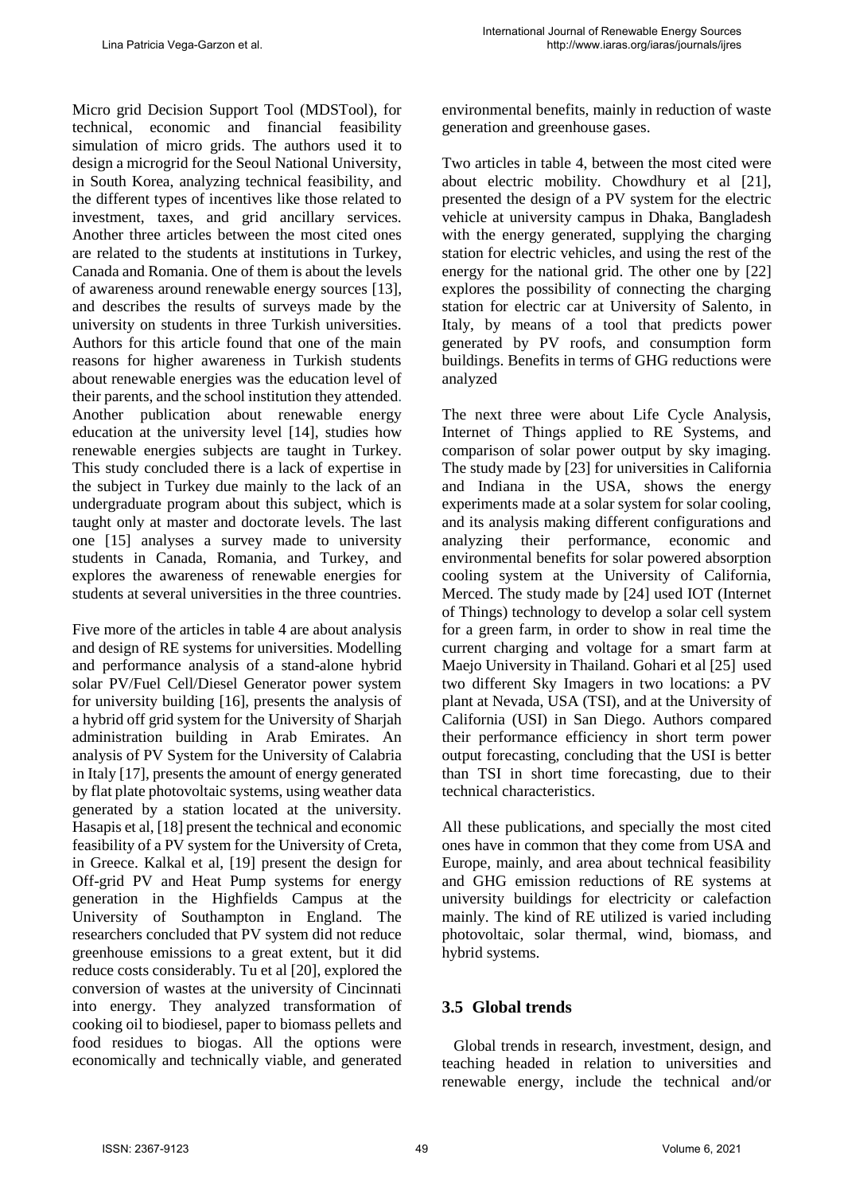Micro grid Decision Support Tool (MDSTool), for technical, economic and financial feasibility simulation of micro grids. The authors used it to design a microgrid for the Seoul National University, in South Korea, analyzing technical feasibility, and the different types of incentives like those related to investment, taxes, and grid ancillary services. Another three articles between the most cited ones are related to the students at institutions in Turkey, Canada and Romania. One of them is about the levels of awareness around renewable energy sources [13], and describes the results of surveys made by the university on students in three Turkish universities. Authors for this article found that one of the main reasons for higher awareness in Turkish students about renewable energies was the education level of their parents, and the school institution they attended. Another publication about renewable energy education at the university level [14], studies how renewable energies subjects are taught in Turkey. This study concluded there is a lack of expertise in the subject in Turkey due mainly to the lack of an undergraduate program about this subject, which is taught only at master and doctorate levels. The last one [15] analyses a survey made to university students in Canada, Romania, and Turkey, and explores the awareness of renewable energies for students at several universities in the three countries.

Five more of the articles in table 4 are about analysis and design of RE systems for universities. Modelling and performance analysis of a stand-alone hybrid solar PV/Fuel Cell/Diesel Generator power system for university building [16], presents the analysis of a hybrid off grid system for the University of Sharjah administration building in Arab Emirates. An analysis of PV System for the University of Calabria in Italy [17], presents the amount of energy generated by flat plate photovoltaic systems, using weather data generated by a station located at the university. Hasapis et al, [18] present the technical and economic feasibility of a PV system for the University of Creta, in Greece. Kalkal et al, [19] present the design for Off-grid PV and Heat Pump systems for energy generation in the Highfields Campus at the University of Southampton in England. The researchers concluded that PV system did not reduce greenhouse emissions to a great extent, but it did reduce costs considerably. Tu et al [20], explored the conversion of wastes at the university of Cincinnati into energy. They analyzed transformation of cooking oil to biodiesel, paper to biomass pellets and food residues to biogas. All the options were economically and technically viable, and generated environmental benefits, mainly in reduction of waste generation and greenhouse gases.

Two articles in table 4, between the most cited were about electric mobility. Chowdhury et al [21], presented the design of a PV system for the electric vehicle at university campus in Dhaka, Bangladesh with the energy generated, supplying the charging station for electric vehicles, and using the rest of the energy for the national grid. The other one by [22] explores the possibility of connecting the charging station for electric car at University of Salento, in Italy, by means of a tool that predicts power generated by PV roofs, and consumption form buildings. Benefits in terms of GHG reductions were analyzed

The next three were about Life Cycle Analysis, Internet of Things applied to RE Systems, and comparison of solar power output by sky imaging. The study made by [23] for universities in California and Indiana in the USA, shows the energy experiments made at a solar system for solar cooling, and its analysis making different configurations and analyzing their performance, economic and environmental benefits for solar powered absorption cooling system at the University of California, Merced. The study made by [24] used IOT (Internet of Things) technology to develop a solar cell system for a green farm, in order to show in real time the current charging and voltage for a smart farm at Maejo University in Thailand. Gohari et al [25] used two different Sky Imagers in two locations: a PV plant at Nevada, USA (TSI), and at the University of California (USI) in San Diego. Authors compared their performance efficiency in short term power output forecasting, concluding that the USI is better than TSI in short time forecasting, due to their technical characteristics.

All these publications, and specially the most cited ones have in common that they come from USA and Europe, mainly, and area about technical feasibility and GHG emission reductions of RE systems at university buildings for electricity or calefaction mainly. The kind of RE utilized is varied including photovoltaic, solar thermal, wind, biomass, and hybrid systems.

## 3.5 Global trends

Global trends in research, investment, design, and teaching headed in relation to universities and renewable energy, include the technical and/or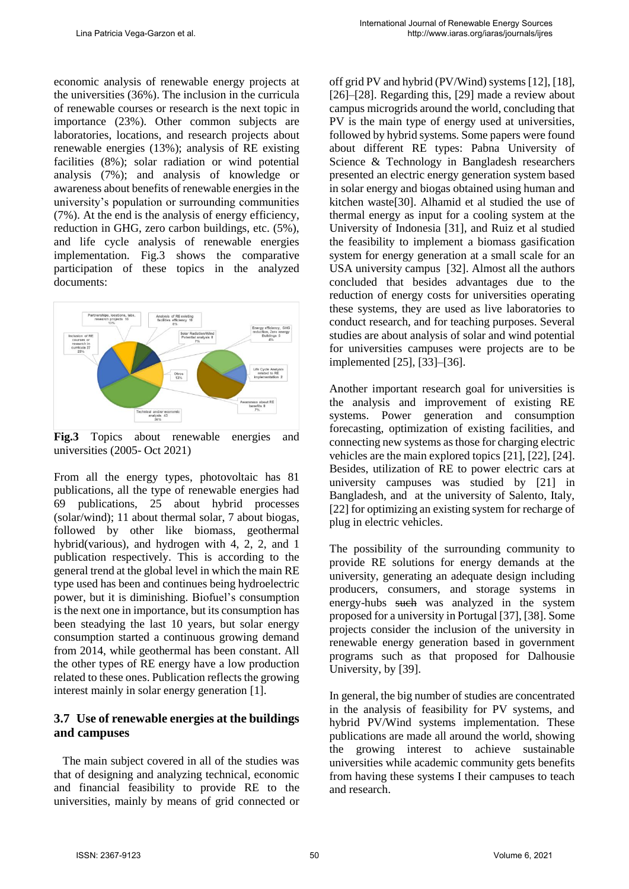economic analysis of renewable energy projects at the universities (36%). The inclusion in the curricula of renewable courses or research is the next topic in importance (23%). Other common subjects are laboratories, locations, and research projects about renewable energies (13%); analysis of RE existing facilities (8%); solar radiation or wind potential analysis (7%); and analysis of knowledge or awareness about benefits of renewable energies in the university's population or surrounding communities (7%). At the end is the analysis of energy efficiency, reduction in GHG, zero carbon buildings, etc. (5%), and life cycle analysis of renewable energies implementation. Fig.3 shows the comparative participation of these topics in the analyzed documents:

**Fig.3** Topics about renewable energies and universities (2005- Oct 2021)

From all the energy types, photovoltaic has 81 publications, all the type of renewable energies had 69 publications, 25 about hybrid processes (solar/wind); 11 about thermal solar, 7 about biogas, followed by other like biomass, geothermal hybrid(various), and hydrogen with 4, 2, 2, and 1 publication respectively. This is according to the general trend at the global level in which the main RE type used has been and continues being hydroelectric power, but it is diminishing. Biofuel's consumption is the next one in importance, but its consumption has been steadying the last 10 years, but solar energy consumption started a continuous growing demand from 2014, while geothermal has been constant. All the other types of RE energy have a low production related to these ones. Publication reflects the growing interest mainly in solar energy generation [1].

### 3.7 Use of renewable energies at the buildings and campuses

The main subject covered in all of the studies was that of designing and analyzing technical, economic and financial feasibility to provide RE to the universities, mainly by means of grid connected or off grid PV and hybrid (PV/Wind) systems [12], [18], [26]–[28]. Regarding this, [29] made a review about campus microgrids around the world, concluding that PV is the main type of energy used at universities, followed by hybrid systems. Some papers were found about different RE types: Pabna University of Science & Technology in Bangladesh researchers presented an electric energy generation system based in solar energy and biogas obtained using human and kitchen waste[30]. Alhamid et al studied the use of thermal energy as input for a cooling system at the University of Indonesia [31], and Ruiz et al studied the feasibility to implement a biomass gasification system for energy generation at a small scale for an USA university campus [32]. Almost all the authors concluded that besides advantages due to the reduction of energy costs for universities operating these systems, they are used as live laboratories to conduct research, and for teaching purposes. Several studies are about analysis of solar and wind potential for universities campuses were projects are to be implemented [25], [33]–[36].

Another important research goal for universities is the analysis and improvement of existing RE systems. Power generation and consumption forecasting, optimization of existing facilities, and connecting new systems as those for charging electric vehicles are the main explored topics [21], [22], [24]. Besides, utilization of RE to power electric cars at university campuses was studied by [21] in Bangladesh, and at the university of Salento, Italy, [22] for optimizing an existing system for recharge of plug in electric vehicles.

The possibility of the surrounding community to provide RE solutions for energy demands at the university, generating an adequate design including producers, consumers, and storage systems in energy-hubs ~~such~~ was analyzed in the system proposed for a university in Portugal [37], [38]. Some projects consider the inclusion of the university in renewable energy generation based in government programs such as that proposed for Dalhousie University, by [39].

In general, the big number of studies are concentrated in the analysis of feasibility for PV systems, and hybrid PV/Wind systems implementation. These publications are made all around the world, showing the growing interest to achieve sustainable universities while academic community gets benefits from having these systems I their campuses to teach and research.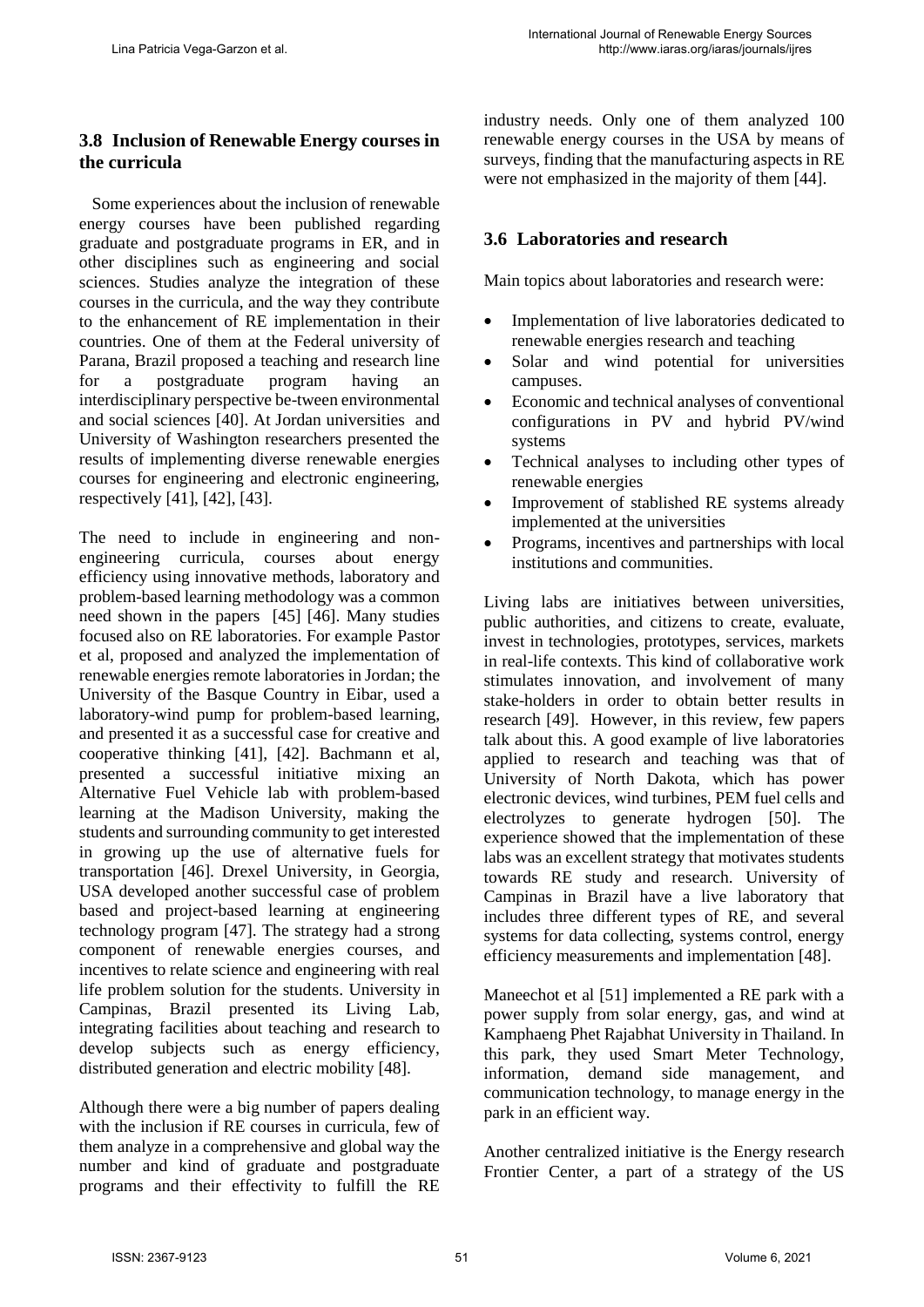### 3.8 Inclusion of Renewable Energy courses in the curricula

Some experiences about the inclusion of renewable energy courses have been published regarding graduate and postgraduate programs in ER, and in other disciplines such as engineering and social sciences. Studies analyze the integration of these courses in the curricula, and the way they contribute to the enhancement of RE implementation in their countries. One of them at the Federal university of Parana, Brazil proposed a teaching and research line for a postgraduate program having an interdisciplinary perspective be-tween environmental and social sciences [40]. At Jordan universities and University of Washington researchers presented the results of implementing diverse renewable energies courses for engineering and electronic engineering, respectively [41], [42], [43].

The need to include in engineering and non-engineering curricula, courses about energy efficiency using innovative methods, laboratory and problem-based learning methodology was a common need shown in the papers [45] [46]. Many studies focused also on RE laboratories. For example Pastor et al, proposed and analyzed the implementation of renewable energies remote laboratories in Jordan; the University of the Basque Country in Eibar, used a laboratory-wind pump for problem-based learning, and presented it as a successful case for creative and cooperative thinking [41], [42]. Bachmann et al, presented a successful initiative mixing an Alternative Fuel Vehicle lab with problem-based learning at the Madison University, making the students and surrounding community to get interested in growing up the use of alternative fuels for transportation [46]. Drexel University, in Georgia, USA developed another successful case of problem based and project-based learning at engineering technology program [47]. The strategy had a strong component of renewable energies courses, and incentives to relate science and engineering with real life problem solution for the students. University in Campinas, Brazil presented its Living Lab, integrating facilities about teaching and research to develop subjects such as energy efficiency, distributed generation and electric mobility [48].

Although there were a big number of papers dealing with the inclusion if RE courses in curricula, few of them analyze in a comprehensive and global way the number and kind of graduate and postgraduate programs and their effectivity to fulfill the RE industry needs. Only one of them analyzed 100 renewable energy courses in the USA by means of surveys, finding that the manufacturing aspects in RE were not emphasized in the majority of them [44].

### 3.6 Laboratories and research

Main topics about laboratories and research were:

- Implementation of live laboratories dedicated to renewable energies research and teaching
- Solar and wind potential for universities campuses.
- Economic and technical analyses of conventional configurations in PV and hybrid PV/wind systems
- Technical analyses to including other types of renewable energies
- Improvement of stablished RE systems already implemented at the universities
- Programs, incentives and partnerships with local institutions and communities.

Living labs are initiatives between universities, public authorities, and citizens to create, evaluate, invest in technologies, prototypes, services, markets in real-life contexts. This kind of collaborative work stimulates innovation, and involvement of many stake-holders in order to obtain better results in research [49]. However, in this review, few papers talk about this. A good example of live laboratories applied to research and teaching was that of University of North Dakota, which has power electronic devices, wind turbines, PEM fuel cells and electrolyzes to generate hydrogen [50]. The experience showed that the implementation of these labs was an excellent strategy that motivates students towards RE study and research. University of Campinas in Brazil have a live laboratory that includes three different types of RE, and several systems for data collecting, systems control, energy efficiency measurements and implementation [48].

Maneechot et al [51] implemented a RE park with a power supply from solar energy, gas, and wind at Kamphaeng Phet Rajabhat University in Thailand. In this park, they used Smart Meter Technology, information, demand side management, and communication technology, to manage energy in the park in an efficient way.

Another centralized initiative is the Energy research Frontier Center, a part of a strategy of the US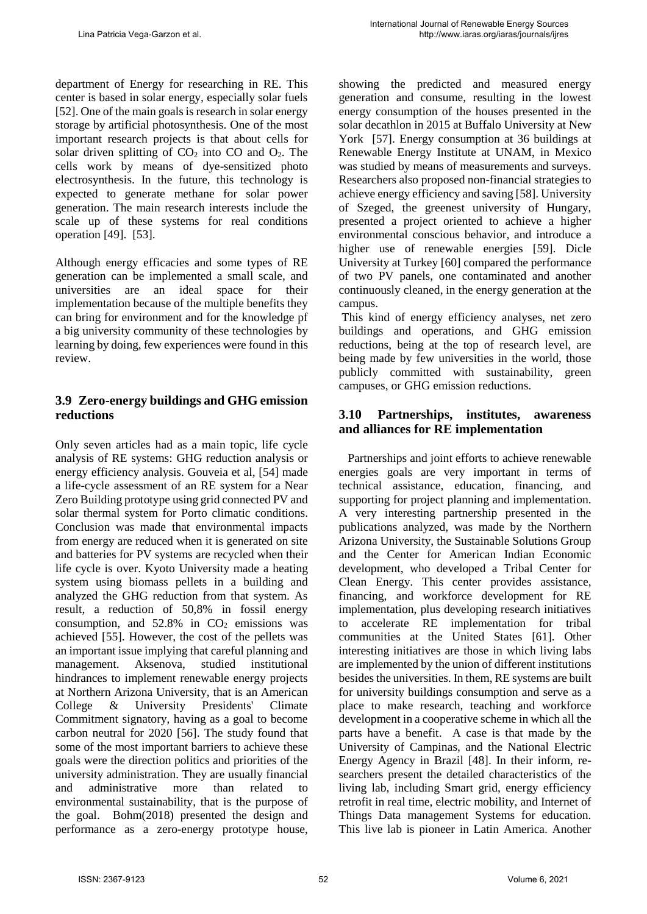department of Energy for researching in RE. This center is based in solar energy, especially solar fuels [52]. One of the main goals is research in solar energy storage by artificial photosynthesis. One of the most important research projects is that about cells for solar driven splitting of $CO_2$ into CO and $O_2$. The cells work by means of dye-sensitized photo electrosynthesis. In the future, this technology is expected to generate methane for solar power generation. The main research interests include the scale up of these systems for real conditions operation [49]. [53].

Although energy efficacies and some types of RE generation can be implemented a small scale, and universities are an ideal space for their implementation because of the multiple benefits they can bring for environment and for the knowledge pf a big university community of these technologies by learning by doing, few experiences were found in this review.

### 3.9 Zero-energy buildings and GHG emission reductions

Only seven articles had as a main topic, life cycle analysis of RE systems: GHG reduction analysis or energy efficiency analysis. Gouveia et al, [54] made a life-cycle assessment of an RE system for a Near Zero Building prototype using grid connected PV and solar thermal system for Porto climatic conditions. Conclusion was made that environmental impacts from energy are reduced when it is generated on site and batteries for PV systems are recycled when their life cycle is over. Kyoto University made a heating system using biomass pellets in a building and analyzed the GHG reduction from that system. As result, a reduction of 50,8% in fossil energy consumption, and 52.8% in $CO_2$ emissions was achieved [55]. However, the cost of the pellets was an important issue implying that careful planning and management. Aksenova, studied institutional hindrances to implement renewable energy projects at Northern Arizona University, that is an American College & University Presidents' Climate Commitment signatory, having as a goal to become carbon neutral for 2020 [56]. The study found that some of the most important barriers to achieve these goals were the direction politics and priorities of the university administration. They are usually financial and administrative more than related to environmental sustainability, that is the purpose of the goal. Bohm(2018) presented the design and performance as a zero-energy prototype house, showing the predicted and measured energy generation and consume, resulting in the lowest energy consumption of the houses presented in the solar decathlon in 2015 at Buffalo University at New York [57]. Energy consumption at 36 buildings at Renewable Energy Institute at UNAM, in Mexico was studied by means of measurements and surveys. Researchers also proposed non-financial strategies to achieve energy efficiency and saving [58]. University of Szeged, the greenest university of Hungary, presented a project oriented to achieve a higher environmental conscious behavior, and introduce a higher use of renewable energies [59]. Dicle University at Turkey [60] compared the performance of two PV panels, one contaminated and another continuously cleaned, in the energy generation at the campus.

This kind of energy efficiency analyses, net zero buildings and operations, and GHG emission reductions, being at the top of research level, are being made by few universities in the world, those publicly committed with sustainability, green campuses, or GHG emission reductions.

### 3.10 Partnerships, institutes, awareness and alliances for RE implementation

Partnerships and joint efforts to achieve renewable energies goals are very important in terms of technical assistance, education, financing, and supporting for project planning and implementation. A very interesting partnership presented in the publications analyzed, was made by the Northern Arizona University, the Sustainable Solutions Group and the Center for American Indian Economic development, who developed a Tribal Center for Clean Energy. This center provides assistance, financing, and workforce development for RE implementation, plus developing research initiatives to accelerate RE implementation for tribal communities at the United States [61]. Other interesting initiatives are those in which living labs are implemented by the union of different institutions besides the universities. In them, RE systems are built for university buildings consumption and serve as a place to make research, teaching and workforce development in a cooperative scheme in which all the parts have a benefit. A case is that made by the University of Campinas, and the National Electric Energy Agency in Brazil [48]. In their inform, researchers present the detailed characteristics of the living lab, including Smart grid, energy efficiency retrofit in real time, electric mobility, and Internet of Things Data management Systems for education. This live lab is pioneer in Latin America. Another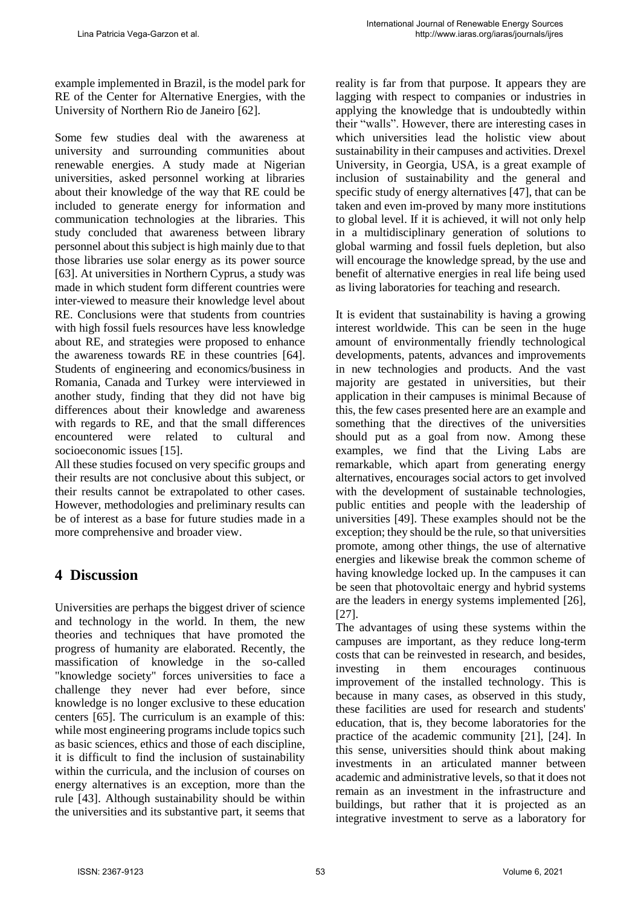example implemented in Brazil, is the model park for RE of the Center for Alternative Energies, with the University of Northern Rio de Janeiro [62].

Some few studies deal with the awareness at university and surrounding communities about renewable energies. A study made at Nigerian universities, asked personnel working at libraries about their knowledge of the way that RE could be included to generate energy for information and communication technologies at the libraries. This study concluded that awareness between library personnel about this subject is high mainly due to that those libraries use solar energy as its power source [63]. At universities in Northern Cyprus, a study was made in which student form different countries were inter-viewed to measure their knowledge level about RE. Conclusions were that students from countries with high fossil fuels resources have less knowledge about RE, and strategies were proposed to enhance the awareness towards RE in these countries [64]. Students of engineering and economics/business in Romania, Canada and Turkey were interviewed in another study, finding that they did not have big differences about their knowledge and awareness with regards to RE, and that the small differences encountered were related to cultural and socioeconomic issues [15].

All these studies focused on very specific groups and their results are not conclusive about this subject, or their results cannot be extrapolated to other cases. However, methodologies and preliminary results can be of interest as a base for future studies made in a more comprehensive and broader view.

# 4 Discussion

Universities are perhaps the biggest driver of science and technology in the world. In them, the new theories and techniques that have promoted the progress of humanity are elaborated. Recently, the massification of knowledge in the so-called "knowledge society" forces universities to face a challenge they never had ever before, since knowledge is no longer exclusive to these education centers [65]. The curriculum is an example of this: while most engineering programs include topics such as basic sciences, ethics and those of each discipline, it is difficult to find the inclusion of sustainability within the curricula, and the inclusion of courses on energy alternatives is an exception, more than the rule [43]. Although sustainability should be within the universities and its substantive part, it seems that reality is far from that purpose. It appears they are lagging with respect to companies or industries in applying the knowledge that is undoubtedly within their "walls". However, there are interesting cases in which universities lead the holistic view about sustainability in their campuses and activities. Drexel University, in Georgia, USA, is a great example of inclusion of sustainability and the general and specific study of energy alternatives [47], that can be taken and even im-proved by many more institutions to global level. If it is achieved, it will not only help in a multidisciplinary generation of solutions to global warming and fossil fuels depletion, but also will encourage the knowledge spread, by the use and benefit of alternative energies in real life being used as living laboratories for teaching and research.

It is evident that sustainability is having a growing interest worldwide. This can be seen in the huge amount of environmentally friendly technological developments, patents, advances and improvements in new technologies and products. And the vast majority are gestated in universities, but their application in their campuses is minimal Because of this, the few cases presented here are an example and something that the directives of the universities should put as a goal from now. Among these examples, we find that the Living Labs are remarkable, which apart from generating energy alternatives, encourages social actors to get involved with the development of sustainable technologies, public entities and people with the leadership of universities [49]. These examples should not be the exception; they should be the rule, so that universities promote, among other things, the use of alternative energies and likewise break the common scheme of having knowledge locked up. In the campuses it can be seen that photovoltaic energy and hybrid systems are the leaders in energy systems implemented [26], [27].

The advantages of using these systems within the campuses are important, as they reduce long-term costs that can be reinvested in research, and besides, investing in them encourages continuous improvement of the installed technology. This is because in many cases, as observed in this study, these facilities are used for research and students' education, that is, they become laboratories for the practice of the academic community [21], [24]. In this sense, universities should think about making investments in an articulated manner between academic and administrative levels, so that it does not remain as an investment in the infrastructure and buildings, but rather that it is projected as an integrative investment to serve as a laboratory for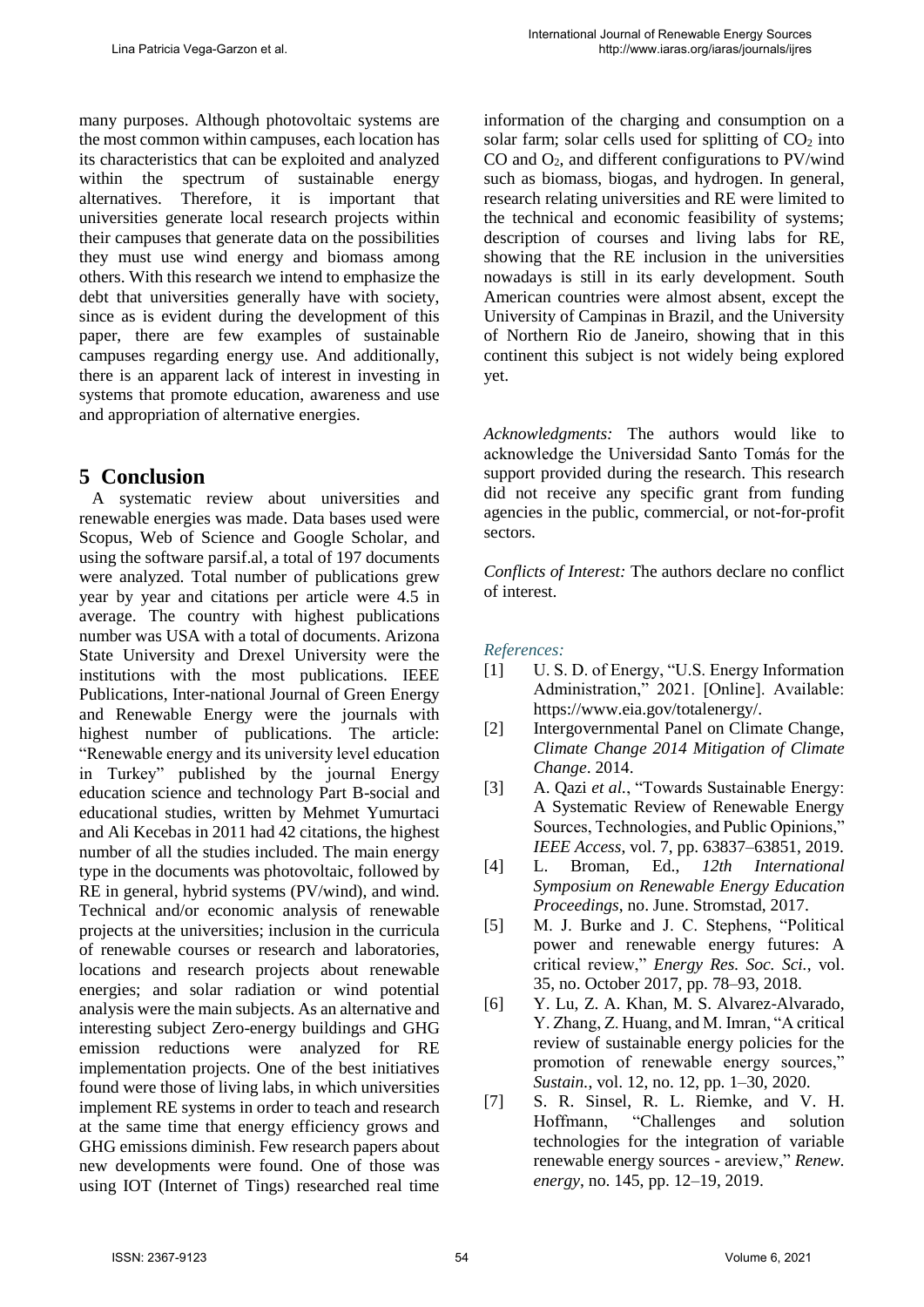many purposes. Although photovoltaic systems are the most common within campuses, each location has its characteristics that can be exploited and analyzed within the spectrum of sustainable energy alternatives. Therefore, it is important that universities generate local research projects within their campuses that generate data on the possibilities they must use wind energy and biomass among others. With this research we intend to emphasize the debt that universities generally have with society, since as is evident during the development of this paper, there are few examples of sustainable campuses regarding energy use. And additionally, there is an apparent lack of interest in investing in systems that promote education, awareness and use and appropriation of alternative energies.

## 5 Conclusion

A systematic review about universities and renewable energies was made. Data bases used were Scopus, Web of Science and Google Scholar, and using the software parsif.al, a total of 197 documents were analyzed. Total number of publications grew year by year and citations per article were 4.5 in average. The country with highest publications number was USA with a total of documents. Arizona State University and Drexel University were the institutions with the most publications. IEEE Publications, Inter-national Journal of Green Energy and Renewable Energy were the journals with highest number of publications. The article: "Renewable energy and its university level education in Turkey" published by the journal Energy education science and technology Part B-social and educational studies, written by Mehmet Yumurtaci and Ali Kecebas in 2011 had 42 citations, the highest number of all the studies included. The main energy type in the documents was photovoltaic, followed by RE in general, hybrid systems (PV/wind), and wind. Technical and/or economic analysis of renewable projects at the universities; inclusion in the curricula of renewable courses or research and laboratories, locations and research projects about renewable energies; and solar radiation or wind potential analysis were the main subjects. As an alternative and interesting subject Zero-energy buildings and GHG emission reductions were analyzed for RE implementation projects. One of the best initiatives found were those of living labs, in which universities implement RE systems in order to teach and research at the same time that energy efficiency grows and GHG emissions diminish. Few research papers about new developments were found. One of those was using IOT (Internet of Tings) researched real time information of the charging and consumption on a solar farm; solar cells used for splitting of $CO_2$ into CO and $O_2$, and different configurations to PV/wind such as biomass, biogas, and hydrogen. In general, research relating universities and RE were limited to the technical and economic feasibility of systems; description of courses and living labs for RE, showing that the RE inclusion in the universities nowadays is still in its early development. South American countries were almost absent, except the University of Campinas in Brazil, and the University of Northern Rio de Janeiro, showing that in this continent this subject is not widely being explored yet.

*Acknowledgments:* The authors would like to acknowledge the Universidad Santo Tomás for the support provided during the research. This research did not receive any specific grant from funding agencies in the public, commercial, or not-for-profit sectors.

*Conflicts of Interest:* The authors declare no conflict of interest.

*References:*

[1] U. S. D. of Energy, "U.S. Energy Information Administration," 2021. [Online]. Available: https://www.eia.gov/totalenergy/.

[2] Intergovernmental Panel on Climate Change, *Climate Change 2014 Mitigation of Climate Change*. 2014.

[3] A. Qazi *et al.*, "Towards Sustainable Energy: A Systematic Review of Renewable Energy Sources, Technologies, and Public Opinions," *IEEE Access*, vol. 7, pp. 63837–63851, 2019.

[4] L. Broman, Ed., *12th International Symposium on Renewable Energy Education Proceedings*, no. June. Stromstad, 2017.

[5] M. J. Burke and J. C. Stephens, "Political power and renewable energy futures: A critical review," *Energy Res. Soc. Sci.*, vol. 35, no. October 2017, pp. 78–93, 2018.

[6] Y. Lu, Z. A. Khan, M. S. Alvarez-Alvarado, Y. Zhang, Z. Huang, and M. Imran, "A critical review of sustainable energy policies for the promotion of renewable energy sources," *Sustain.*, vol. 12, no. 12, pp. 1–30, 2020.

[7] S. R. Sinsel, R. L. Riemke, and V. H. Hoffmann, "Challenges and solution technologies for the integration of variable renewable energy sources - areview," *Renew. energy*, no. 145, pp. 12–19, 2019.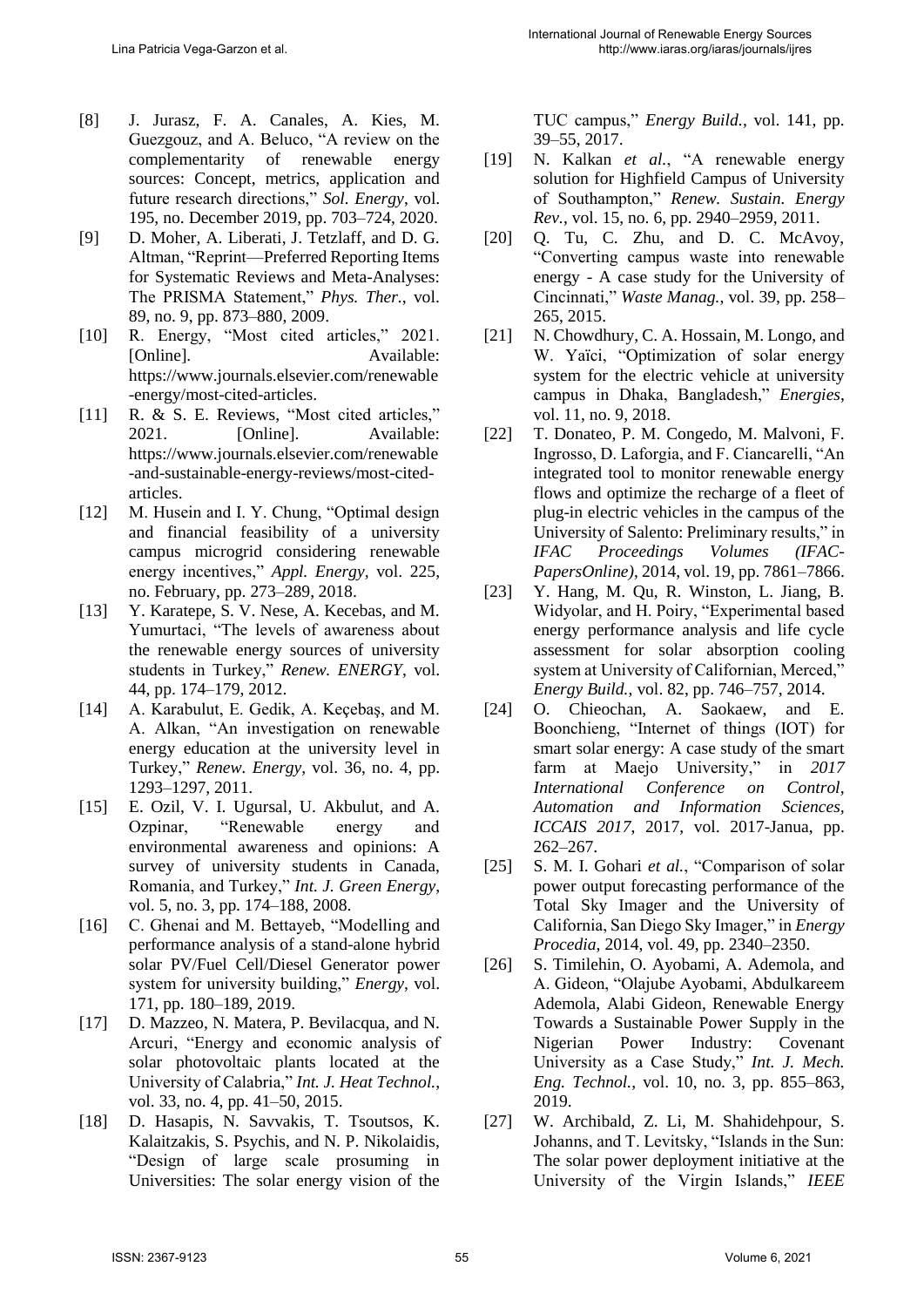[8] J. Jurasz, F. A. Canales, A. Kies, M. Guezgouz, and A. Beluco, "A review on the complementarity of renewable energy sources: Concept, metrics, application and future research directions," *Sol. Energy*, vol. 195, no. December 2019, pp. 703–724, 2020.

[9] D. Moher, A. Liberati, J. Tetzlaff, and D. G. Altman, "Reprint—Preferred Reporting Items for Systematic Reviews and Meta-Analyses: The PRISMA Statement," *Phys. Ther.*, vol. 89, no. 9, pp. 873–880, 2009.

[10] R. Energy, "Most cited articles," 2021. [Online]. Available: https://www.journals.elsevier.com/renewable-energy/most-cited-articles.

[11] R. & S. E. Reviews, "Most cited articles," 2021. [Online]. Available: https://www.journals.elsevier.com/renewable-and-sustainable-energy-reviews/most-cited-articles.

[12] M. Husein and I. Y. Chung, "Optimal design and financial feasibility of a university campus microgrid considering renewable energy incentives," *Appl. Energy*, vol. 225, no. February, pp. 273–289, 2018.

[13] Y. Karatepe, S. V. Nese, A. Kecebas, and M. Yumurtaci, "The levels of awareness about the renewable energy sources of university students in Turkey," *Renew. ENERGY*, vol. 44, pp. 174–179, 2012.

[14] A. Karabulut, E. Gedik, A. Keçebaş, and M. A. Alkan, "An investigation on renewable energy education at the university level in Turkey," *Renew. Energy*, vol. 36, no. 4, pp. 1293–1297, 2011.

[15] E. Ozil, V. I. Ugursal, U. Akbulut, and A. Ozpinar, "Renewable energy and environmental awareness and opinions: A survey of university students in Canada, Romania, and Turkey," *Int. J. Green Energy*, vol. 5, no. 3, pp. 174–188, 2008.

[16] C. Ghenai and M. Bettayeb, "Modelling and performance analysis of a stand-alone hybrid solar PV/Fuel Cell/Diesel Generator power system for university building," *Energy*, vol. 171, pp. 180–189, 2019.

[17] D. Mazzeo, N. Matera, P. Bevilacqua, and N. Arcuri, "Energy and economic analysis of solar photovoltaic plants located at the University of Calabria," *Int. J. Heat Technol.*, vol. 33, no. 4, pp. 41–50, 2015.

[18] D. Hasapis, N. Savvakis, T. Tsoutsos, K. Kalaitzakis, S. Psychis, and N. P. Nikolaidis, "Design of large scale prosuming in Universities: The solar energy vision of the TUC campus," *Energy Build.*, vol. 141, pp. 39–55, 2017.

[19] N. Kalkan *et al.*, "A renewable energy solution for Highfield Campus of University of Southampton," *Renew. Sustain. Energy Rev.*, vol. 15, no. 6, pp. 2940–2959, 2011.

[20] Q. Tu, C. Zhu, and D. C. McAvoy, "Converting campus waste into renewable energy - A case study for the University of Cincinnati," *Waste Manag.*, vol. 39, pp. 258–265, 2015.

[21] N. Chowdhury, C. A. Hossain, M. Longo, and W. Yaïci, "Optimization of solar energy system for the electric vehicle at university campus in Dhaka, Bangladesh," *Energies*, vol. 11, no. 9, 2018.

[22] T. Donateo, P. M. Congedo, M. Malvoni, F. Ingrosso, D. Laforgia, and F. Ciancarelli, "An integrated tool to monitor renewable energy flows and optimize the recharge of a fleet of plug-in electric vehicles in the campus of the University of Salento: Preliminary results," in *IFAC Proceedings Volumes (IFAC-PapersOnline)*, 2014, vol. 19, pp. 7861–7866.

[23] Y. Hang, M. Qu, R. Winston, L. Jiang, B. Widyolar, and H. Poiry, "Experimental based energy performance analysis and life cycle assessment for solar absorption cooling system at University of Californian, Merced," *Energy Build.*, vol. 82, pp. 746–757, 2014.

[24] O. Chieochan, A. Saokaew, and E. Boonchieng, "Internet of things (IOT) for smart solar energy: A case study of the smart farm at Maejo University," in *2017 International Conference on Control, Automation and Information Sciences, ICCAIS 2017*, 2017, vol. 2017-Janua, pp. 262–267.

[25] S. M. I. Gohari *et al.*, "Comparison of solar power output forecasting performance of the Total Sky Imager and the University of California, San Diego Sky Imager," in *Energy Procedia*, 2014, vol. 49, pp. 2340–2350.

[26] S. Timilehin, O. Ayobami, A. Ademola, and A. Gideon, "Olajube Ayobami, Abdulkareem Ademola, Alabi Gideon, Renewable Energy Towards a Sustainable Power Supply in the Nigerian Power Industry: Covenant University as a Case Study," *Int. J. Mech. Eng. Technol.*, vol. 10, no. 3, pp. 855–863, 2019.

[27] W. Archibald, Z. Li, M. Shahidehpour, S. Johanns, and T. Levitsky, "Islands in the Sun: The solar power deployment initiative at the University of the Virgin Islands," *IEEE*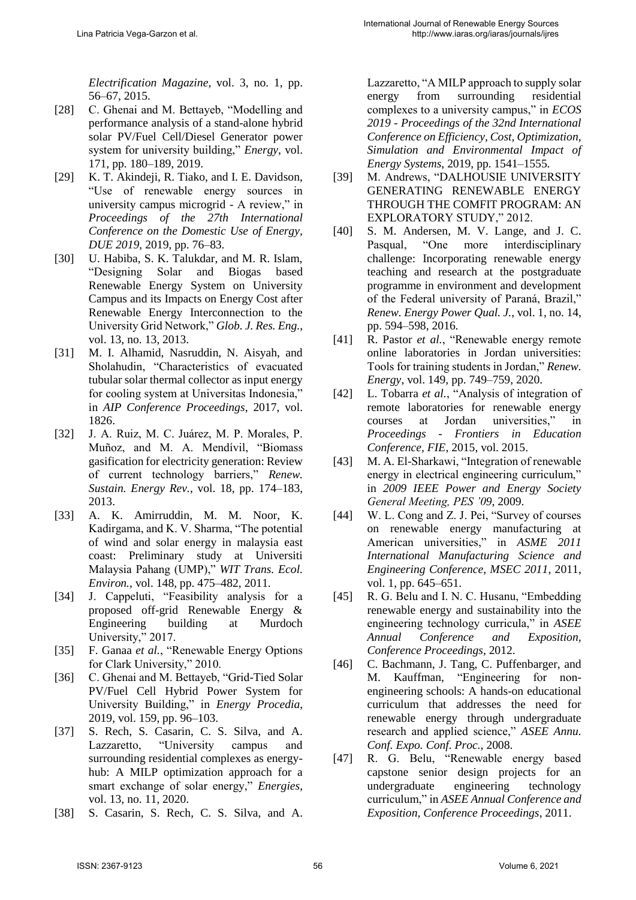*Electrification Magazine*, vol. 3, no. 1, pp. 56–67, 2015.

[28] C. Ghenai and M. Bettayeb, "Modelling and performance analysis of a stand-alone hybrid solar PV/Fuel Cell/Diesel Generator power system for university building," *Energy*, vol. 171, pp. 180–189, 2019.

[29] K. T. Akindeji, R. Tiako, and I. E. Davidson, "Use of renewable energy sources in university campus microgrid - A review," in *Proceedings of the 27th International Conference on the Domestic Use of Energy, DUE 2019*, 2019, pp. 76–83.

[30] U. Habiba, S. K. Talukdar, and M. R. Islam, "Designing Solar and Biogas based Renewable Energy System on University Campus and its Impacts on Energy Cost after Renewable Energy Interconnection to the University Grid Network," *Glob. J. Res. Eng.*, vol. 13, no. 13, 2013.

[31] M. I. Alhamid, Nasruddin, N. Aisyah, and Sholahudin, "Characteristics of evacuated tubular solar thermal collector as input energy for cooling system at Universitas Indonesia," in *AIP Conference Proceedings*, 2017, vol. 1826.

[32] J. A. Ruiz, M. C. Juárez, M. P. Morales, P. Muñoz, and M. A. Mendívil, "Biomass gasification for electricity generation: Review of current technology barriers," *Renew. Sustain. Energy Rev.*, vol. 18, pp. 174–183, 2013.

[33] A. K. Amirruddin, M. M. Noor, K. Kadirgama, and K. V. Sharma, "The potential of wind and solar energy in malaysia east coast: Preliminary study at Universiti Malaysia Pahang (UMP)," *WIT Trans. Ecol. Environ.*, vol. 148, pp. 475–482, 2011.

[34] J. Cappeluti, "Feasibility analysis for a proposed off-grid Renewable Energy & Engineering building at Murdoch University," 2017.

[35] F. Ganaa *et al.*, "Renewable Energy Options for Clark University," 2010.

[36] C. Ghenai and M. Bettayeb, "Grid-Tied Solar PV/Fuel Cell Hybrid Power System for University Building," in *Energy Procedia*, 2019, vol. 159, pp. 96–103.

[37] S. Rech, S. Casarin, C. S. Silva, and A. Lazzaretto, "University campus and surrounding residential complexes as energy-hub: A MILP optimization approach for a smart exchange of solar energy," *Energies*, vol. 13, no. 11, 2020.

[38] S. Casarin, S. Rech, C. S. Silva, and A. Lazzaretto, "A MILP approach to supply solar energy from surrounding residential complexes to a university campus," in *ECOS 2019 - Proceedings of the 32nd International Conference on Efficiency, Cost, Optimization, Simulation and Environmental Impact of Energy Systems*, 2019, pp. 1541–1555.

[39] M. Andrews, "DALHOUSIE UNIVERSITY GENERATING RENEWABLE ENERGY THROUGH THE COMFIT PROGRAM: AN EXPLORATORY STUDY," 2012.

[40] S. M. Andersen, M. V. Lange, and J. C. Pasqual, "One more interdisciplinary challenge: Incorporating renewable energy teaching and research at the postgraduate programme in environment and development of the Federal university of Paraná, Brazil," *Renew. Energy Power Qual. J.*, vol. 1, no. 14, pp. 594–598, 2016.

[41] R. Pastor *et al.*, "Renewable energy remote online laboratories in Jordan universities: Tools for training students in Jordan," *Renew. Energy*, vol. 149, pp. 749–759, 2020.

[42] L. Tobarra *et al.*, "Analysis of integration of remote laboratories for renewable energy courses at Jordan universities," in *Proceedings - Frontiers in Education Conference, FIE*, 2015, vol. 2015.

[43] M. A. El-Sharkawi, "Integration of renewable energy in electrical engineering curriculum," in *2009 IEEE Power and Energy Society General Meeting, PES '09*, 2009.

[44] W. L. Cong and Z. J. Pei, "Survey of courses on renewable energy manufacturing at American universities," in *ASME 2011 International Manufacturing Science and Engineering Conference, MSEC 2011*, 2011, vol. 1, pp. 645–651.

[45] R. G. Belu and I. N. C. Husanu, "Embedding renewable energy and sustainability into the engineering technology curricula," in *ASEE Annual Conference and Exposition, Conference Proceedings*, 2012.

[46] C. Bachmann, J. Tang, C. Puffenbarger, and M. Kauffman, "Engineering for non-engineering schools: A hands-on educational curriculum that addresses the need for renewable energy through undergraduate research and applied science," *ASEE Annu. Conf. Expo. Conf. Proc.*, 2008.

[47] R. G. Belu, "Renewable energy based capstone senior design projects for an undergraduate engineering technology curriculum," in *ASEE Annual Conference and Exposition, Conference Proceedings*, 2011.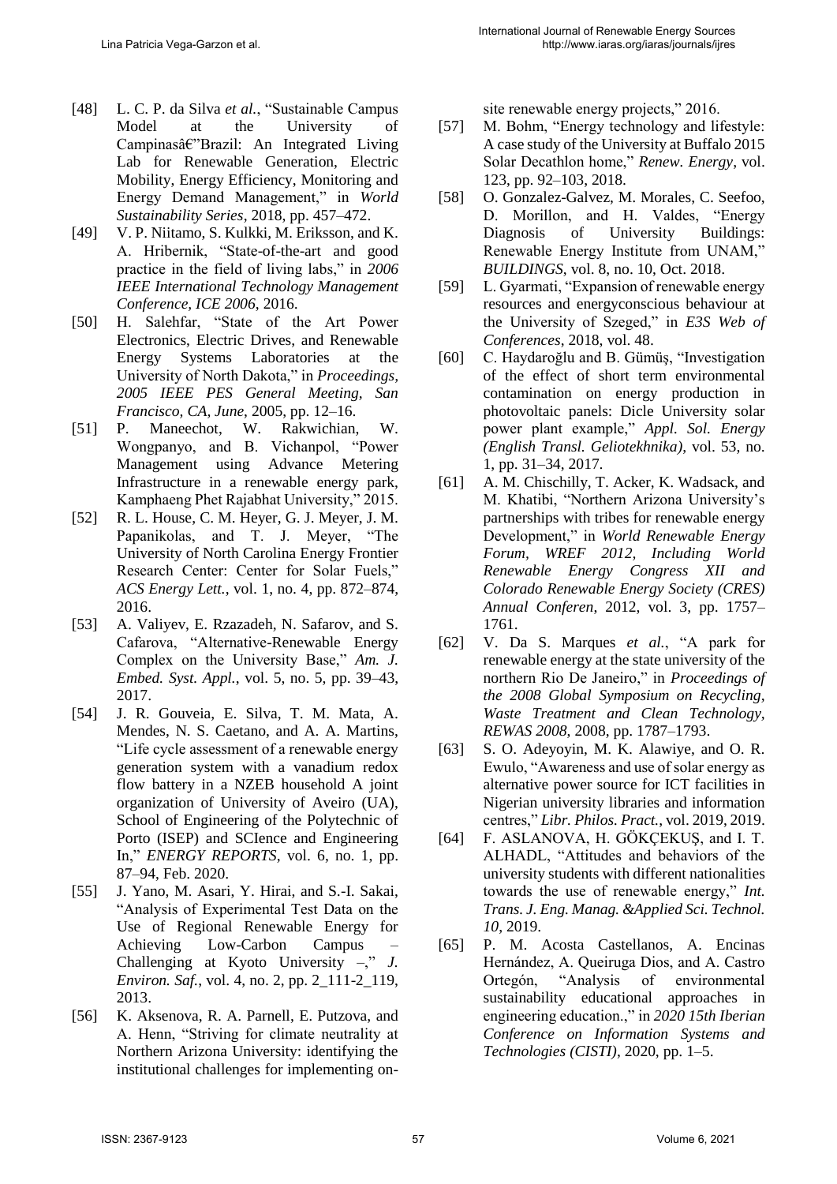[48] L. C. P. da Silva *et al.*, "Sustainable Campus Model at the University of Campinasâ€"Brazil: An Integrated Living Lab for Renewable Generation, Electric Mobility, Energy Efficiency, Monitoring and Energy Demand Management," in *World Sustainability Series*, 2018, pp. 457–472.

[49] V. P. Niitamo, S. Kulkki, M. Eriksson, and K. A. Hribernik, "State-of-the-art and good practice in the field of living labs," in *2006 IEEE International Technology Management Conference, ICE 2006*, 2016.

[50] H. Salehfar, "State of the Art Power Electronics, Electric Drives, and Renewable Energy Systems Laboratories at the University of North Dakota," in *Proceedings, 2005 IEEE PES General Meeting, San Francisco, CA, June*, 2005, pp. 12–16.

[51] P. Maneechot, W. Rakwichian, W. Wongpanyo, and B. Vichanpol, "Power Management using Advance Metering Infrastructure in a renewable energy park, Kamphaeng Phet Rajabhat University," 2015.

[52] R. L. House, C. M. Heyer, G. J. Meyer, J. M. Papanikolas, and T. J. Meyer, "The University of North Carolina Energy Frontier Research Center: Center for Solar Fuels," *ACS Energy Lett.*, vol. 1, no. 4, pp. 872–874, 2016.

[53] A. Valiyev, E. Rzazadeh, N. Safarov, and S. Cafarova, "Alternative-Renewable Energy Complex on the University Base," *Am. J. Embed. Syst. Appl.*, vol. 5, no. 5, pp. 39–43, 2017.

[54] J. R. Gouveia, E. Silva, T. M. Mata, A. Mendes, N. S. Caetano, and A. A. Martins, "Life cycle assessment of a renewable energy generation system with a vanadium redox flow battery in a NZEB household A joint organization of University of Aveiro (UA), School of Engineering of the Polytechnic of Porto (ISEP) and SCIence and Engineering In," *ENERGY REPORTS*, vol. 6, no. 1, pp. 87–94, Feb. 2020.

[55] J. Yano, M. Asari, Y. Hirai, and S.-I. Sakai, "Analysis of Experimental Test Data on the Use of Regional Renewable Energy for Achieving Low-Carbon Campus – Challenging at Kyoto University –," *J. Environ. Saf.*, vol. 4, no. 2, pp. 2_111-2_119, 2013.

[56] K. Aksenova, R. A. Parnell, E. Putzova, and A. Henn, "Striving for climate neutrality at Northern Arizona University: identifying the institutional challenges for implementing on-site renewable energy projects," 2016.

[57] M. Bohm, "Energy technology and lifestyle: A case study of the University at Buffalo 2015 Solar Decathlon home," *Renew. Energy*, vol. 123, pp. 92–103, 2018.

[58] O. Gonzalez-Galvez, M. Morales, C. Seefoo, D. Morillon, and H. Valdes, "Energy Diagnosis of University Buildings: Renewable Energy Institute from UNAM," *BUILDINGS*, vol. 8, no. 10, Oct. 2018.

[59] L. Gyarmati, "Expansion of renewable energy resources and energyconscious behaviour at the University of Szeged," in *E3S Web of Conferences*, 2018, vol. 48.

[60] C. Haydaroğlu and B. Gümüş, "Investigation of the effect of short term environmental contamination on energy production in photovoltaic panels: Dicle University solar power plant example," *Appl. Sol. Energy (English Transl. Geliotekhnika)*, vol. 53, no. 1, pp. 31–34, 2017.

[61] A. M. Chischilly, T. Acker, K. Wadsack, and M. Khatibi, "Northern Arizona University's partnerships with tribes for renewable energy Development," in *World Renewable Energy Forum, WREF 2012, Including World Renewable Energy Congress XII and Colorado Renewable Energy Society (CRES) Annual Conferen*, 2012, vol. 3, pp. 1757–1761.

[62] V. Da S. Marques *et al.*, "A park for renewable energy at the state university of the northern Rio De Janeiro," in *Proceedings of the 2008 Global Symposium on Recycling, Waste Treatment and Clean Technology, REWAS 2008*, 2008, pp. 1787–1793.

[63] S. O. Adeyoyin, M. K. Alawiye, and O. R. Ewulo, "Awareness and use of solar energy as alternative power source for ICT facilities in Nigerian university libraries and information centres," *Libr. Philos. Pract.*, vol. 2019, 2019.

[64] F. ASLANOVA, H. GÖKÇEKUŞ, and I. T. ALHADL, "Attitudes and behaviors of the university students with different nationalities towards the use of renewable energy," *Int. Trans. J. Eng. Manag. &Applied Sci. Technol. 10*, 2019.

[65] P. M. Acosta Castellanos, A. Encinas Hernández, A. Queiruga Dios, and A. Castro Ortegón, "Analysis of environmental sustainability educational approaches in engineering education.," in *2020 15th Iberian Conference on Information Systems and Technologies (CISTI)*, 2020, pp. 1–5.